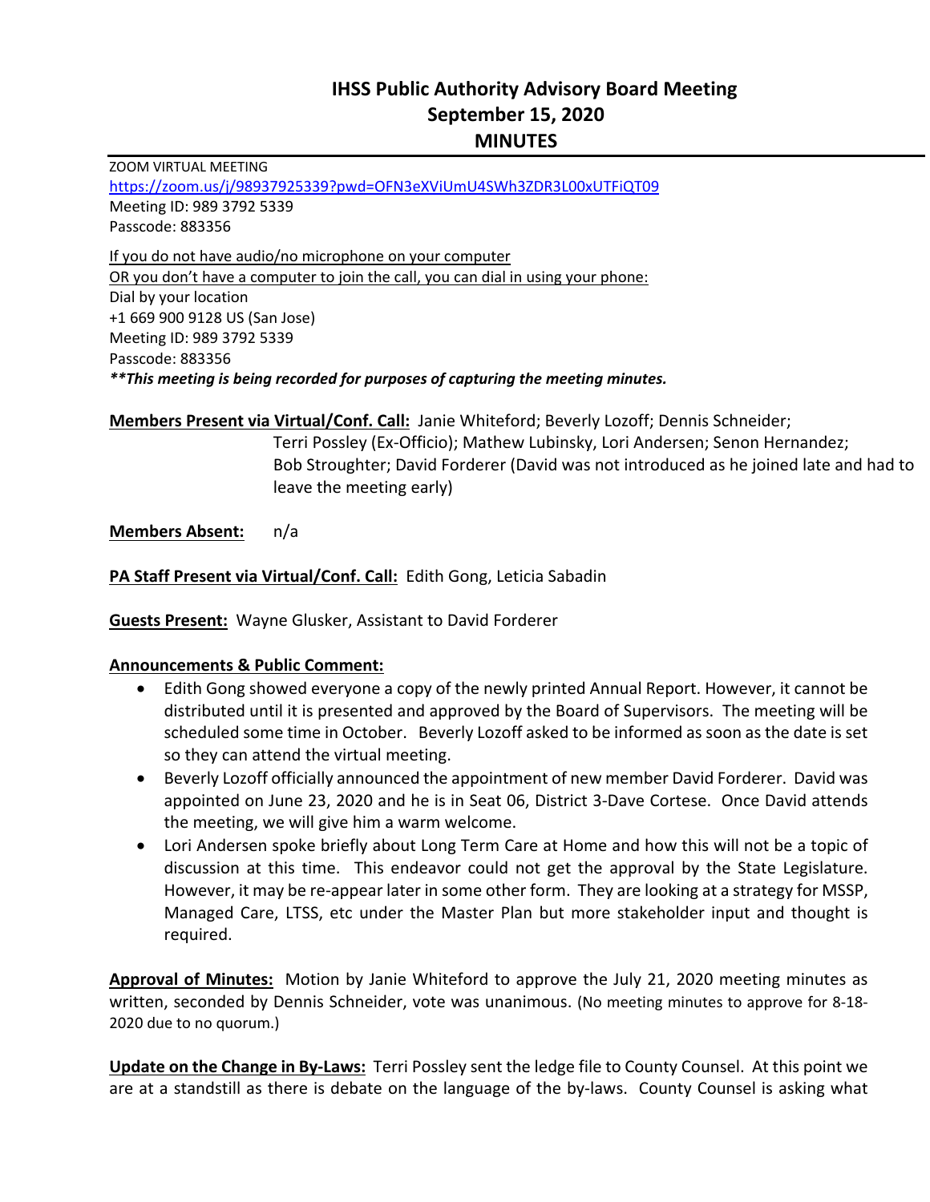# IHSS Public Authority Advisory Board Meeting
## September 15, 2020
## MINUTES

ZOOM VIRTUAL MEETING
https://zoom.us/j/98937925339?pwd=OFN3eXViUmU4SWh3ZDR3L00xUTFiQT09
Meeting ID: 989 3792 5339
Passcode: 883356

If you do not have audio/no microphone on your computer
OR you don't have a computer to join the call, you can dial in using your phone:
Dial by your location
+1 669 900 9128 US (San Jose)
Meeting ID: 989 3792 5339
Passcode: 883356
***\*\*This meeting is being recorded for purposes of capturing the meeting minutes.***

**Members Present via Virtual/Conf. Call:** Janie Whiteford; Beverly Lozoff; Dennis Schneider; Terri Possley (Ex-Officio); Mathew Lubinsky, Lori Andersen; Senon Hernandez; Bob Stroughter; David Forderer (David was not introduced as he joined late and had to leave the meeting early)

**Members Absent:** n/a

**PA Staff Present via Virtual/Conf. Call:** Edith Gong, Leticia Sabadin

**Guests Present:** Wayne Glusker, Assistant to David Forderer

**Announcements & Public Comment:**

- Edith Gong showed everyone a copy of the newly printed Annual Report. However, it cannot be distributed until it is presented and approved by the Board of Supervisors. The meeting will be scheduled some time in October. Beverly Lozoff asked to be informed as soon as the date is set so they can attend the virtual meeting.
- Beverly Lozoff officially announced the appointment of new member David Forderer. David was appointed on June 23, 2020 and he is in Seat 06, District 3-Dave Cortese. Once David attends the meeting, we will give him a warm welcome.
- Lori Andersen spoke briefly about Long Term Care at Home and how this will not be a topic of discussion at this time. This endeavor could not get the approval by the State Legislature. However, it may be re-appear later in some other form. They are looking at a strategy for MSSP, Managed Care, LTSS, etc under the Master Plan but more stakeholder input and thought is required.

**Approval of Minutes:** Motion by Janie Whiteford to approve the July 21, 2020 meeting minutes as written, seconded by Dennis Schneider, vote was unanimous. (No meeting minutes to approve for 8-18-2020 due to no quorum.)

**Update on the Change in By-Laws:** Terri Possley sent the ledge file to County Counsel. At this point we are at a standstill as there is debate on the language of the by-laws. County Counsel is asking what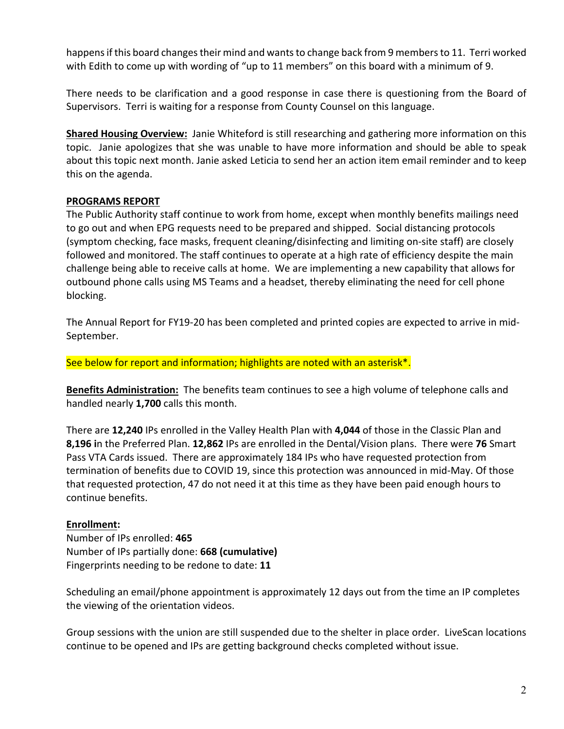happens if this board changes their mind and wants to change back from 9 members to 11. Terri worked with Edith to come up with wording of "up to 11 members" on this board with a minimum of 9.

There needs to be clarification and a good response in case there is questioning from the Board of Supervisors. Terri is waiting for a response from County Counsel on this language.

**Shared Housing Overview:** Janie Whiteford is still researching and gathering more information on this topic. Janie apologizes that she was unable to have more information and should be able to speak about this topic next month. Janie asked Leticia to send her an action item email reminder and to keep this on the agenda.

**PROGRAMS REPORT**

The Public Authority staff continue to work from home, except when monthly benefits mailings need to go out and when EPG requests need to be prepared and shipped. Social distancing protocols (symptom checking, face masks, frequent cleaning/disinfecting and limiting on-site staff) are closely followed and monitored. The staff continues to operate at a high rate of efficiency despite the main challenge being able to receive calls at home. We are implementing a new capability that allows for outbound phone calls using MS Teams and a headset, thereby eliminating the need for cell phone blocking.

The Annual Report for FY19-20 has been completed and printed copies are expected to arrive in mid-September.

See below for report and information; highlights are noted with an asterisk*.

**Benefits Administration:** The benefits team continues to see a high volume of telephone calls and handled nearly **1,700** calls this month.

There are **12,240** IPs enrolled in the Valley Health Plan with **4,044** of those in the Classic Plan and **8,196 i**n the Preferred Plan. **12,862** IPs are enrolled in the Dental/Vision plans. There were **76** Smart Pass VTA Cards issued. There are approximately 184 IPs who have requested protection from termination of benefits due to COVID 19, since this protection was announced in mid-May. Of those that requested protection, 47 do not need it at this time as they have been paid enough hours to continue benefits.

**Enrollment:**

Number of IPs enrolled: **465**
Number of IPs partially done: **668 (cumulative)**
Fingerprints needing to be redone to date: **11**

Scheduling an email/phone appointment is approximately 12 days out from the time an IP completes the viewing of the orientation videos.

Group sessions with the union are still suspended due to the shelter in place order. LiveScan locations continue to be opened and IPs are getting background checks completed without issue.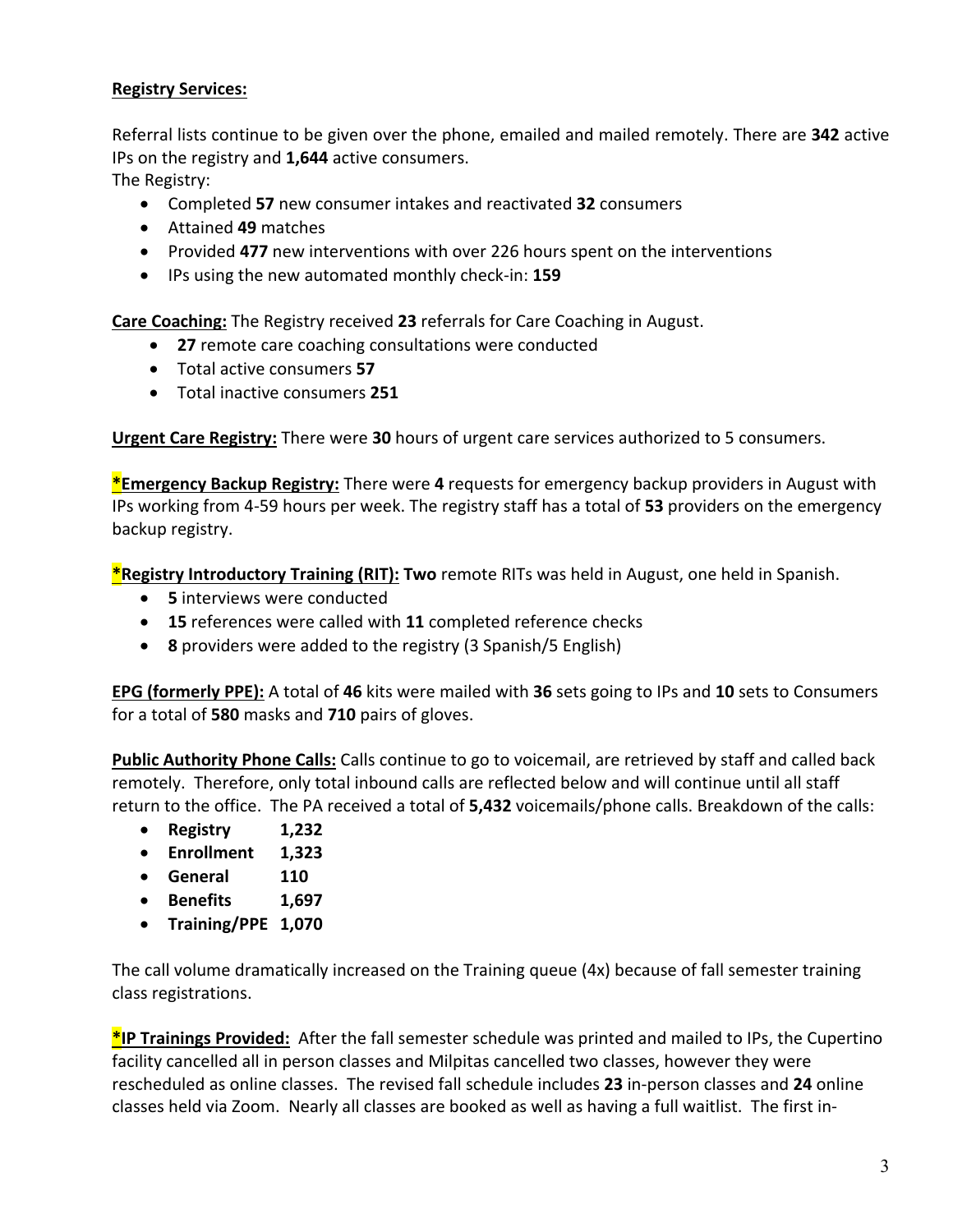**Registry Services:**

Referral lists continue to be given over the phone, emailed and mailed remotely. There are **342** active IPs on the registry and **1,644** active consumers.

The Registry:

- Completed **57** new consumer intakes and reactivated **32** consumers
- Attained **49** matches
- Provided **477** new interventions with over 226 hours spent on the interventions
- IPs using the new automated monthly check-in: **159**

**Care Coaching:** The Registry received **23** referrals for Care Coaching in August.

- **27** remote care coaching consultations were conducted
- Total active consumers **57**
- Total inactive consumers **251**

**Urgent Care Registry:** There were **30** hours of urgent care services authorized to 5 consumers.

***Emergency Backup Registry:** There were **4** requests for emergency backup providers in August with IPs working from 4-59 hours per week. The registry staff has a total of **53** providers on the emergency backup registry.

***Registry Introductory Training (RIT):** **Two** remote RITs was held in August, one held in Spanish.

- **5** interviews were conducted
- **15** references were called with **11** completed reference checks
- **8** providers were added to the registry (3 Spanish/5 English)

**EPG (formerly PPE):** A total of **46** kits were mailed with **36** sets going to IPs and **10** sets to Consumers for a total of **580** masks and **710** pairs of gloves.

**Public Authority Phone Calls:** Calls continue to go to voicemail, are retrieved by staff and called back remotely. Therefore, only total inbound calls are reflected below and will continue until all staff return to the office. The PA received a total of **5,432** voicemails/phone calls. Breakdown of the calls:

- **Registry 1,232**
- **Enrollment 1,323**
- **General 110**
- **Benefits 1,697**
- **Training/PPE 1,070**

The call volume dramatically increased on the Training queue (4x) because of fall semester training class registrations.

***IP Trainings Provided:** After the fall semester schedule was printed and mailed to IPs, the Cupertino facility cancelled all in person classes and Milpitas cancelled two classes, however they were rescheduled as online classes. The revised fall schedule includes **23** in-person classes and **24** online classes held via Zoom. Nearly all classes are booked as well as having a full waitlist. The first in-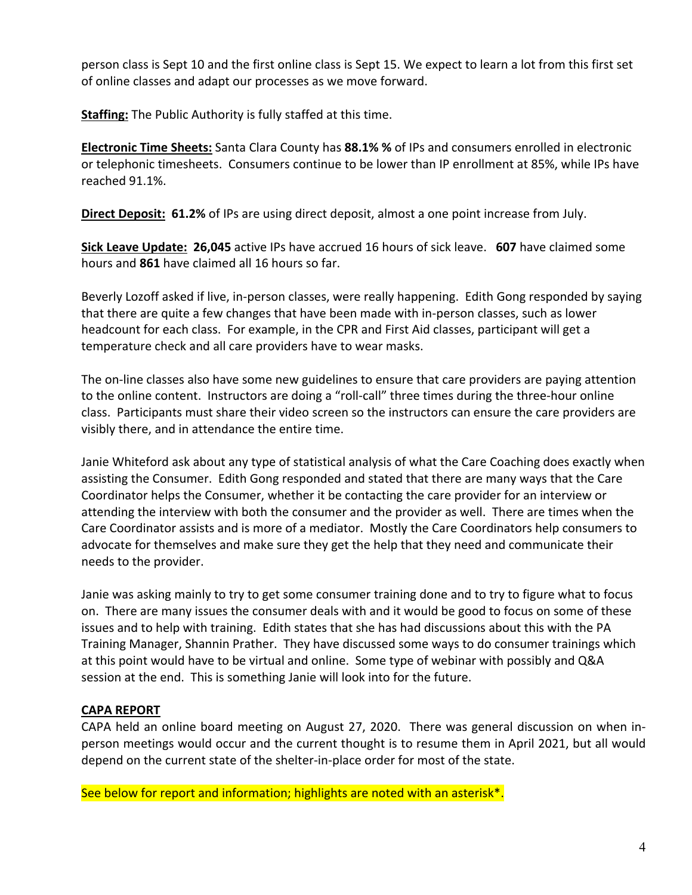person class is Sept 10 and the first online class is Sept 15. We expect to learn a lot from this first set of online classes and adapt our processes as we move forward.

**Staffing:** The Public Authority is fully staffed at this time.

**Electronic Time Sheets:** Santa Clara County has **88.1% %** of IPs and consumers enrolled in electronic or telephonic timesheets. Consumers continue to be lower than IP enrollment at 85%, while IPs have reached 91.1%.

**Direct Deposit: 61.2%** of IPs are using direct deposit, almost a one point increase from July.

**Sick Leave Update: 26,045** active IPs have accrued 16 hours of sick leave. **607** have claimed some hours and **861** have claimed all 16 hours so far.

Beverly Lozoff asked if live, in-person classes, were really happening. Edith Gong responded by saying that there are quite a few changes that have been made with in-person classes, such as lower headcount for each class. For example, in the CPR and First Aid classes, participant will get a temperature check and all care providers have to wear masks.

The on-line classes also have some new guidelines to ensure that care providers are paying attention to the online content. Instructors are doing a "roll-call" three times during the three-hour online class. Participants must share their video screen so the instructors can ensure the care providers are visibly there, and in attendance the entire time.

Janie Whiteford ask about any type of statistical analysis of what the Care Coaching does exactly when assisting the Consumer. Edith Gong responded and stated that there are many ways that the Care Coordinator helps the Consumer, whether it be contacting the care provider for an interview or attending the interview with both the consumer and the provider as well. There are times when the Care Coordinator assists and is more of a mediator. Mostly the Care Coordinators help consumers to advocate for themselves and make sure they get the help that they need and communicate their needs to the provider.

Janie was asking mainly to try to get some consumer training done and to try to figure what to focus on. There are many issues the consumer deals with and it would be good to focus on some of these issues and to help with training. Edith states that she has had discussions about this with the PA Training Manager, Shannin Prather. They have discussed some ways to do consumer trainings which at this point would have to be virtual and online. Some type of webinar with possibly and Q&A session at the end. This is something Janie will look into for the future.

**CAPA REPORT**

CAPA held an online board meeting on August 27, 2020. There was general discussion on when in-person meetings would occur and the current thought is to resume them in April 2021, but all would depend on the current state of the shelter-in-place order for most of the state.

See below for report and information; highlights are noted with an asterisk*.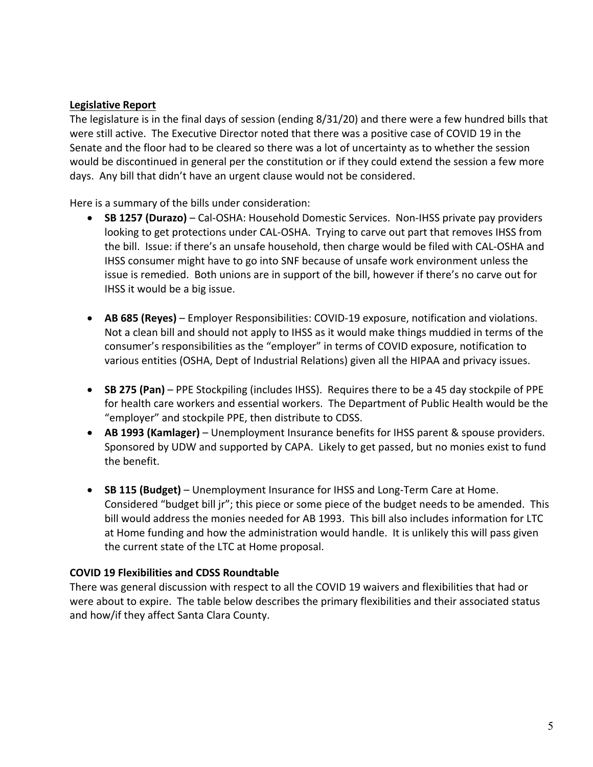**Legislative Report**

The legislature is in the final days of session (ending 8/31/20) and there were a few hundred bills that were still active. The Executive Director noted that there was a positive case of COVID 19 in the Senate and the floor had to be cleared so there was a lot of uncertainty as to whether the session would be discontinued in general per the constitution or if they could extend the session a few more days. Any bill that didn't have an urgent clause would not be considered.

Here is a summary of the bills under consideration:

- **SB 1257 (Durazo)** – Cal-OSHA: Household Domestic Services. Non-IHSS private pay providers looking to get protections under CAL-OSHA. Trying to carve out part that removes IHSS from the bill. Issue: if there's an unsafe household, then charge would be filed with CAL-OSHA and IHSS consumer might have to go into SNF because of unsafe work environment unless the issue is remedied. Both unions are in support of the bill, however if there's no carve out for IHSS it would be a big issue.

- **AB 685 (Reyes)** – Employer Responsibilities: COVID-19 exposure, notification and violations. Not a clean bill and should not apply to IHSS as it would make things muddied in terms of the consumer's responsibilities as the "employer" in terms of COVID exposure, notification to various entities (OSHA, Dept of Industrial Relations) given all the HIPAA and privacy issues.

- **SB 275 (Pan)** – PPE Stockpiling (includes IHSS). Requires there to be a 45 day stockpile of PPE for health care workers and essential workers. The Department of Public Health would be the "employer" and stockpile PPE, then distribute to CDSS.
- **AB 1993 (Kamlager)** – Unemployment Insurance benefits for IHSS parent & spouse providers. Sponsored by UDW and supported by CAPA. Likely to get passed, but no monies exist to fund the benefit.

- **SB 115 (Budget)** – Unemployment Insurance for IHSS and Long-Term Care at Home. Considered "budget bill jr"; this piece or some piece of the budget needs to be amended. This bill would address the monies needed for AB 1993. This bill also includes information for LTC at Home funding and how the administration would handle. It is unlikely this will pass given the current state of the LTC at Home proposal.

**COVID 19 Flexibilities and CDSS Roundtable**

There was general discussion with respect to all the COVID 19 waivers and flexibilities that had or were about to expire. The table below describes the primary flexibilities and their associated status and how/if they affect Santa Clara County.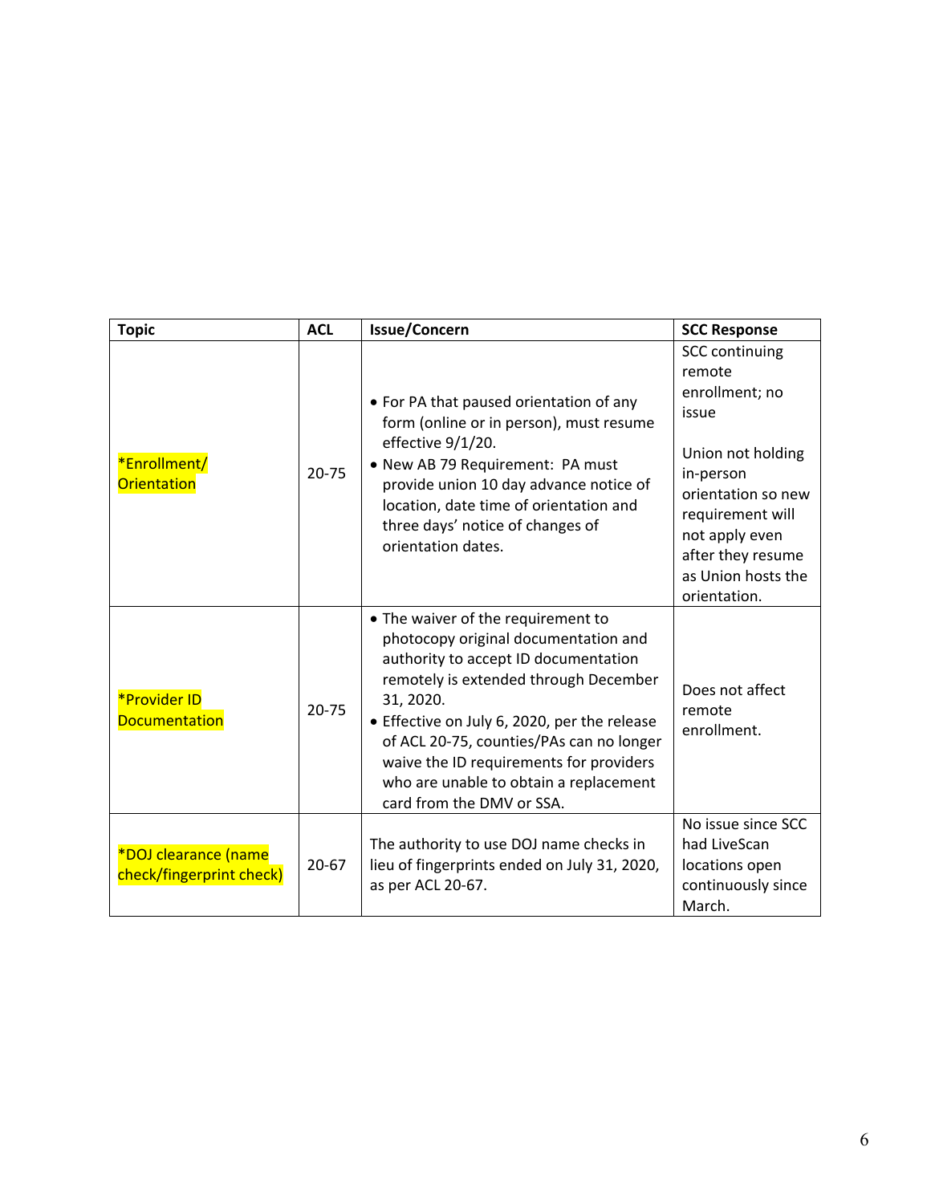| Topic | ACL | Issue/Concern | SCC Response |
|---|---|---|---|
| *Enrollment/ Orientation | 20-75 | • For PA that paused orientation of any form (online or in person), must resume effective 9/1/20.<br>• New AB 79 Requirement: PA must provide union 10 day advance notice of location, date time of orientation and three days' notice of changes of orientation dates. | SCC continuing remote enrollment; no issue<br><br>Union not holding in-person orientation so new requirement will not apply even after they resume as Union hosts the orientation. |
| *Provider ID Documentation | 20-75 | • The waiver of the requirement to photocopy original documentation and authority to accept ID documentation remotely is extended through December 31, 2020.<br>• Effective on July 6, 2020, per the release of ACL 20-75, counties/PAs can no longer waive the ID requirements for providers who are unable to obtain a replacement card from the DMV or SSA. | Does not affect remote enrollment. |
| *DOJ clearance (name check/fingerprint check) | 20-67 | The authority to use DOJ name checks in lieu of fingerprints ended on July 31, 2020, as per ACL 20-67. | No issue since SCC had LiveScan locations open continuously since March. |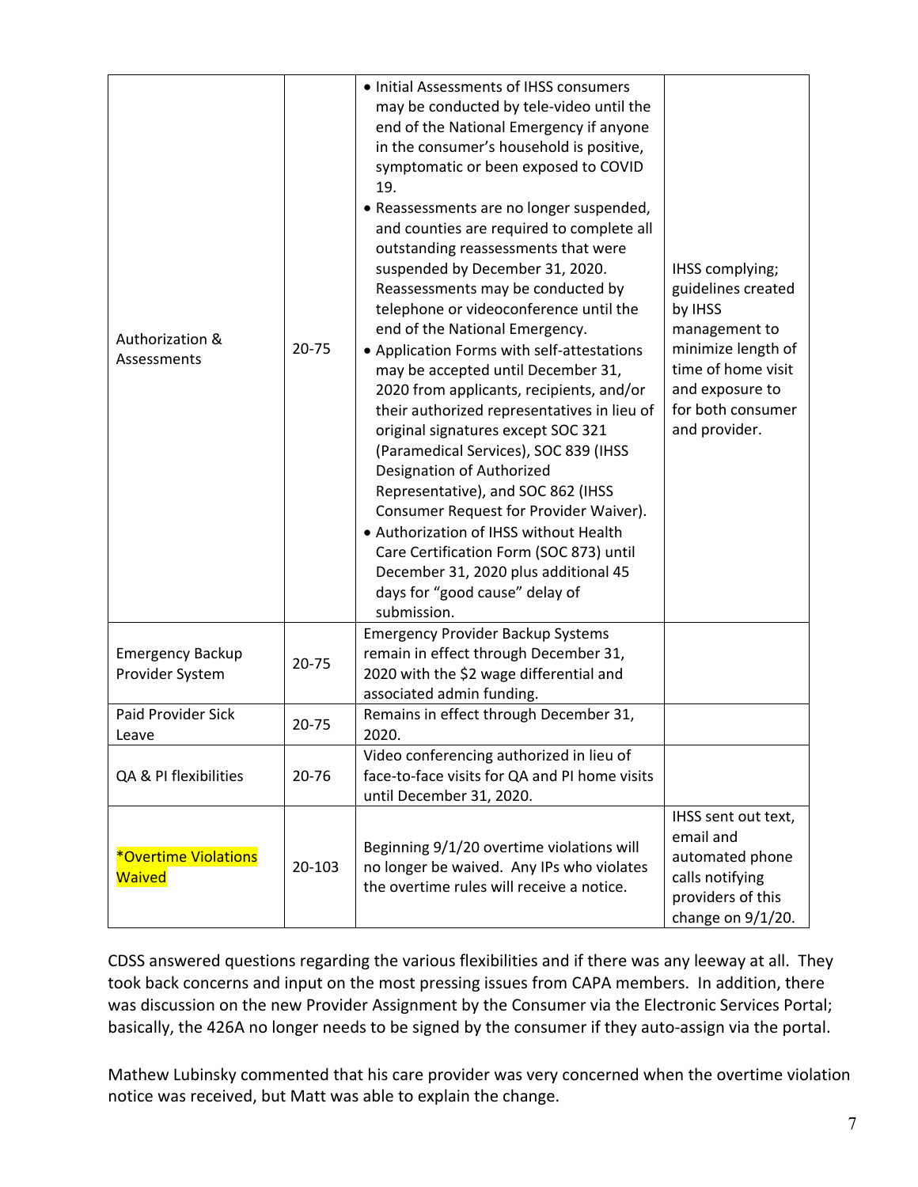| Authorization & Assessments | 20-75 | • Initial Assessments of IHSS consumers may be conducted by tele-video until the end of the National Emergency if anyone in the consumer's household is positive, symptomatic or been exposed to COVID 19.<br>• Reassessments are no longer suspended, and counties are required to complete all outstanding reassessments that were suspended by December 31, 2020. Reassessments may be conducted by telephone or videoconference until the end of the National Emergency.<br>• Application Forms with self-attestations may be accepted until December 31, 2020 from applicants, recipients, and/or their authorized representatives in lieu of original signatures except SOC 321 (Paramedical Services), SOC 839 (IHSS Designation of Authorized Representative), and SOC 862 (IHSS Consumer Request for Provider Waiver).<br>• Authorization of IHSS without Health Care Certification Form (SOC 873) until December 31, 2020 plus additional 45 days for "good cause" delay of submission. | IHSS complying; guidelines created by IHSS management to minimize length of time of home visit and exposure to for both consumer and provider. |
|---|---|---|---|
| Emergency Backup Provider System | 20-75 | Emergency Provider Backup Systems remain in effect through December 31, 2020 with the $2 wage differential and associated admin funding. | |
| Paid Provider Sick Leave | 20-75 | Remains in effect through December 31, 2020. | |
| QA & PI flexibilities | 20-76 | Video conferencing authorized in lieu of face-to-face visits for QA and PI home visits until December 31, 2020. | |
| *Overtime Violations Waived | 20-103 | Beginning 9/1/20 overtime violations will no longer be waived. Any IPs who violates the overtime rules will receive a notice. | IHSS sent out text, email and automated phone calls notifying providers of this change on 9/1/20. |

CDSS answered questions regarding the various flexibilities and if there was any leeway at all. They took back concerns and input on the most pressing issues from CAPA members. In addition, there was discussion on the new Provider Assignment by the Consumer via the Electronic Services Portal; basically, the 426A no longer needs to be signed by the consumer if they auto-assign via the portal.

Mathew Lubinsky commented that his care provider was very concerned when the overtime violation notice was received, but Matt was able to explain the change.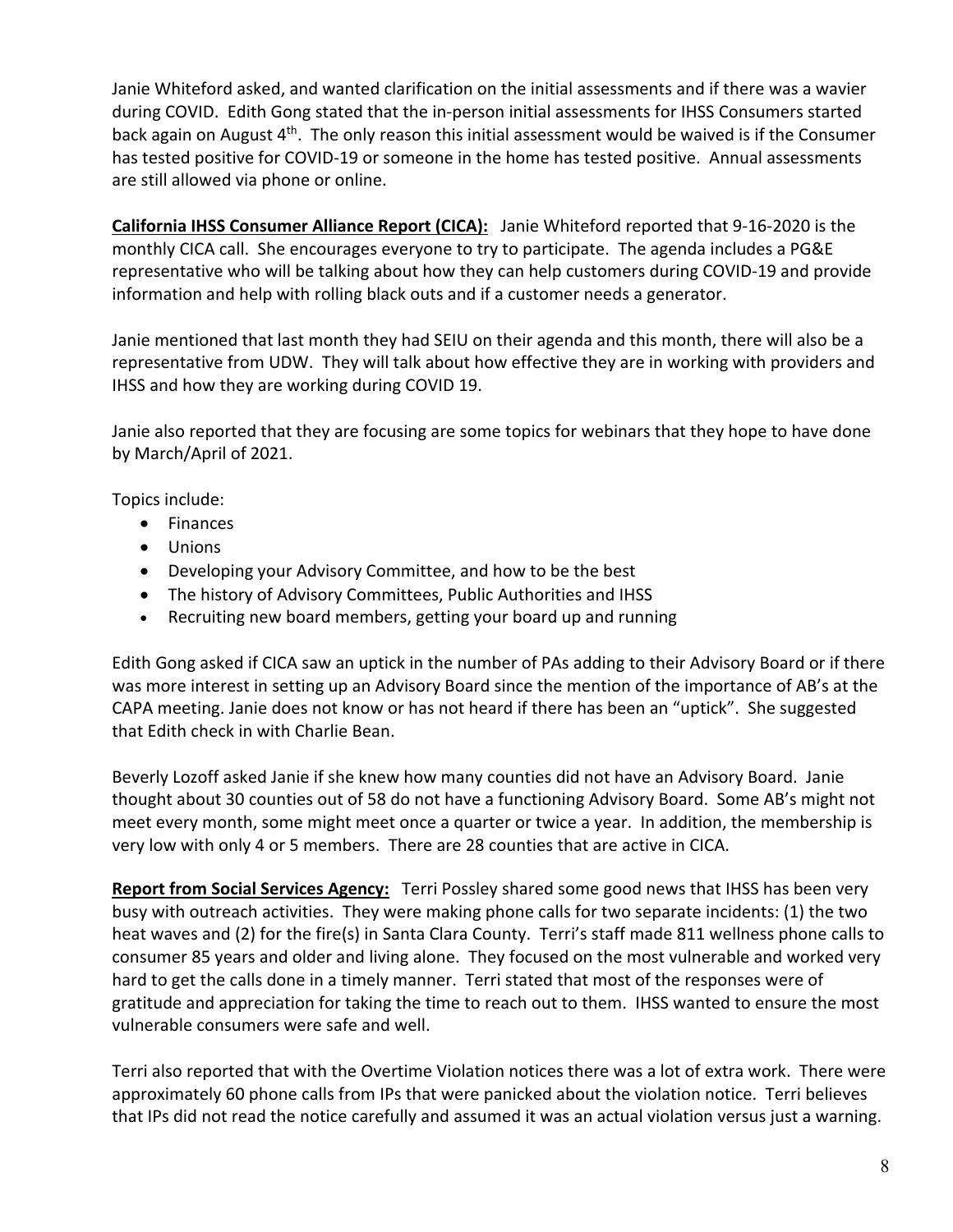Janie Whiteford asked, and wanted clarification on the initial assessments and if there was a wavier during COVID. Edith Gong stated that the in-person initial assessments for IHSS Consumers started back again on August 4th. The only reason this initial assessment would be waived is if the Consumer has tested positive for COVID-19 or someone in the home has tested positive. Annual assessments are still allowed via phone or online.

**California IHSS Consumer Alliance Report (CICA):** Janie Whiteford reported that 9-16-2020 is the monthly CICA call. She encourages everyone to try to participate. The agenda includes a PG&E representative who will be talking about how they can help customers during COVID-19 and provide information and help with rolling black outs and if a customer needs a generator.

Janie mentioned that last month they had SEIU on their agenda and this month, there will also be a representative from UDW. They will talk about how effective they are in working with providers and IHSS and how they are working during COVID 19.

Janie also reported that they are focusing are some topics for webinars that they hope to have done by March/April of 2021.

Topics include:

- Finances
- Unions
- Developing your Advisory Committee, and how to be the best
- The history of Advisory Committees, Public Authorities and IHSS
- Recruiting new board members, getting your board up and running

Edith Gong asked if CICA saw an uptick in the number of PAs adding to their Advisory Board or if there was more interest in setting up an Advisory Board since the mention of the importance of AB's at the CAPA meeting. Janie does not know or has not heard if there has been an "uptick". She suggested that Edith check in with Charlie Bean.

Beverly Lozoff asked Janie if she knew how many counties did not have an Advisory Board. Janie thought about 30 counties out of 58 do not have a functioning Advisory Board. Some AB's might not meet every month, some might meet once a quarter or twice a year. In addition, the membership is very low with only 4 or 5 members. There are 28 counties that are active in CICA.

**Report from Social Services Agency:** Terri Possley shared some good news that IHSS has been very busy with outreach activities. They were making phone calls for two separate incidents: (1) the two heat waves and (2) for the fire(s) in Santa Clara County. Terri's staff made 811 wellness phone calls to consumer 85 years and older and living alone. They focused on the most vulnerable and worked very hard to get the calls done in a timely manner. Terri stated that most of the responses were of gratitude and appreciation for taking the time to reach out to them. IHSS wanted to ensure the most vulnerable consumers were safe and well.

Terri also reported that with the Overtime Violation notices there was a lot of extra work. There were approximately 60 phone calls from IPs that were panicked about the violation notice. Terri believes that IPs did not read the notice carefully and assumed it was an actual violation versus just a warning.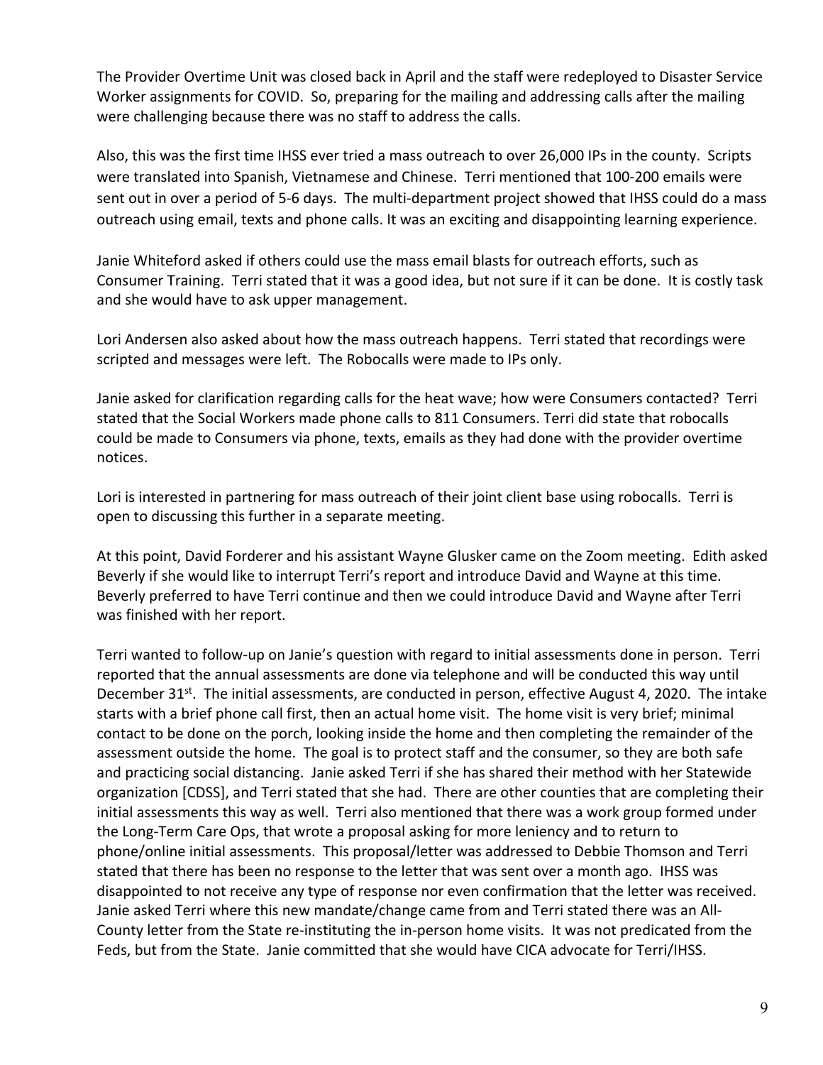The Provider Overtime Unit was closed back in April and the staff were redeployed to Disaster Service Worker assignments for COVID. So, preparing for the mailing and addressing calls after the mailing were challenging because there was no staff to address the calls.

Also, this was the first time IHSS ever tried a mass outreach to over 26,000 IPs in the county. Scripts were translated into Spanish, Vietnamese and Chinese. Terri mentioned that 100-200 emails were sent out in over a period of 5-6 days. The multi-department project showed that IHSS could do a mass outreach using email, texts and phone calls. It was an exciting and disappointing learning experience.

Janie Whiteford asked if others could use the mass email blasts for outreach efforts, such as Consumer Training. Terri stated that it was a good idea, but not sure if it can be done. It is costly task and she would have to ask upper management.

Lori Andersen also asked about how the mass outreach happens. Terri stated that recordings were scripted and messages were left. The Robocalls were made to IPs only.

Janie asked for clarification regarding calls for the heat wave; how were Consumers contacted? Terri stated that the Social Workers made phone calls to 811 Consumers. Terri did state that robocalls could be made to Consumers via phone, texts, emails as they had done with the provider overtime notices.

Lori is interested in partnering for mass outreach of their joint client base using robocalls. Terri is open to discussing this further in a separate meeting.

At this point, David Forderer and his assistant Wayne Glusker came on the Zoom meeting. Edith asked Beverly if she would like to interrupt Terri's report and introduce David and Wayne at this time. Beverly preferred to have Terri continue and then we could introduce David and Wayne after Terri was finished with her report.

Terri wanted to follow-up on Janie's question with regard to initial assessments done in person. Terri reported that the annual assessments are done via telephone and will be conducted this way until December 31st. The initial assessments, are conducted in person, effective August 4, 2020. The intake starts with a brief phone call first, then an actual home visit. The home visit is very brief; minimal contact to be done on the porch, looking inside the home and then completing the remainder of the assessment outside the home. The goal is to protect staff and the consumer, so they are both safe and practicing social distancing. Janie asked Terri if she has shared their method with her Statewide organization [CDSS], and Terri stated that she had. There are other counties that are completing their initial assessments this way as well. Terri also mentioned that there was a work group formed under the Long-Term Care Ops, that wrote a proposal asking for more leniency and to return to phone/online initial assessments. This proposal/letter was addressed to Debbie Thomson and Terri stated that there has been no response to the letter that was sent over a month ago. IHSS was disappointed to not receive any type of response nor even confirmation that the letter was received. Janie asked Terri where this new mandate/change came from and Terri stated there was an All-County letter from the State re-instituting the in-person home visits. It was not predicated from the Feds, but from the State. Janie committed that she would have CICA advocate for Terri/IHSS.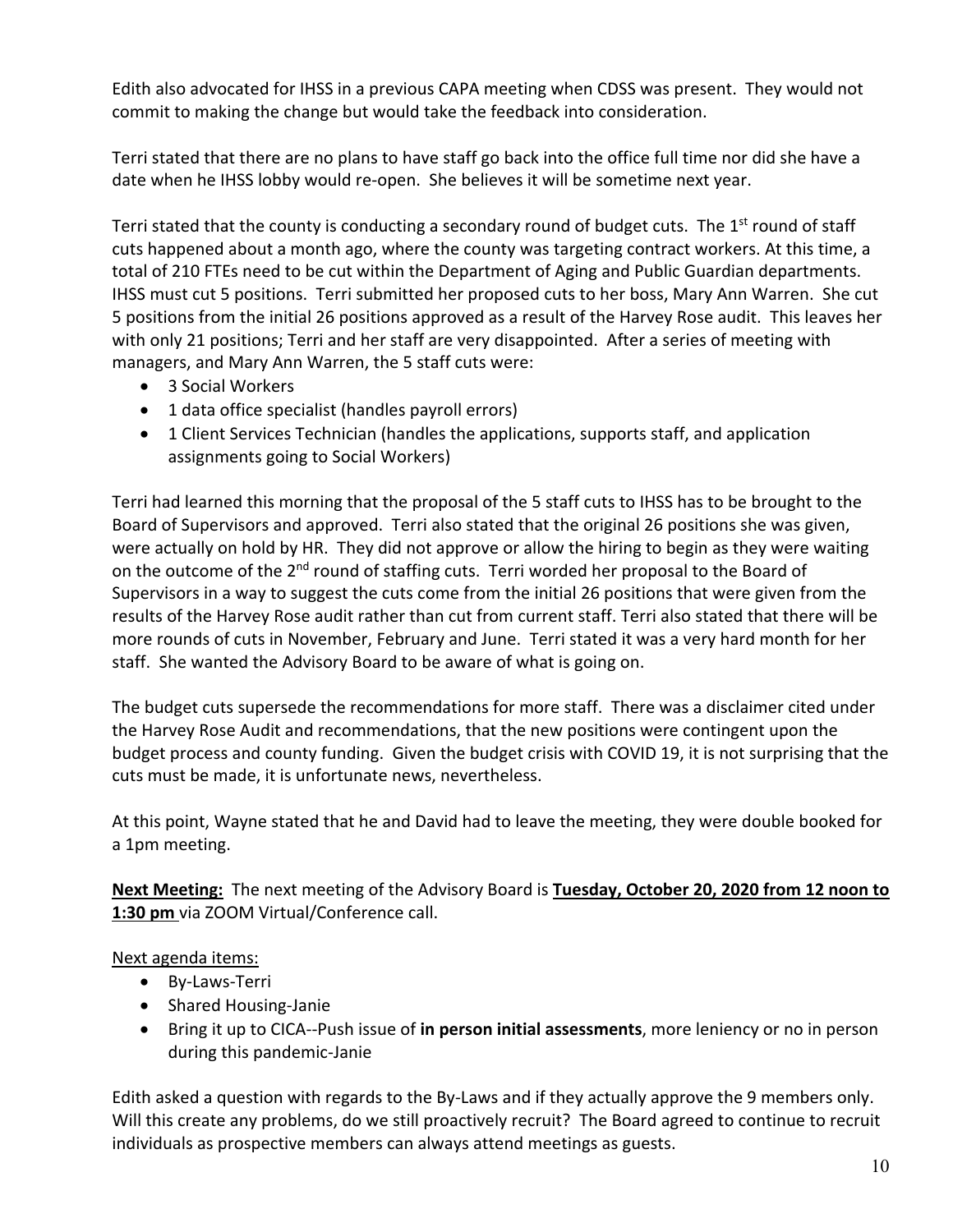Edith also advocated for IHSS in a previous CAPA meeting when CDSS was present. They would not commit to making the change but would take the feedback into consideration.

Terri stated that there are no plans to have staff go back into the office full time nor did she have a date when he IHSS lobby would re-open. She believes it will be sometime next year.

Terri stated that the county is conducting a secondary round of budget cuts. The 1st round of staff cuts happened about a month ago, where the county was targeting contract workers. At this time, a total of 210 FTEs need to be cut within the Department of Aging and Public Guardian departments. IHSS must cut 5 positions. Terri submitted her proposed cuts to her boss, Mary Ann Warren. She cut 5 positions from the initial 26 positions approved as a result of the Harvey Rose audit. This leaves her with only 21 positions; Terri and her staff are very disappointed. After a series of meeting with managers, and Mary Ann Warren, the 5 staff cuts were:

- 3 Social Workers
- 1 data office specialist (handles payroll errors)
- 1 Client Services Technician (handles the applications, supports staff, and application assignments going to Social Workers)

Terri had learned this morning that the proposal of the 5 staff cuts to IHSS has to be brought to the Board of Supervisors and approved. Terri also stated that the original 26 positions she was given, were actually on hold by HR. They did not approve or allow the hiring to begin as they were waiting on the outcome of the 2nd round of staffing cuts. Terri worded her proposal to the Board of Supervisors in a way to suggest the cuts come from the initial 26 positions that were given from the results of the Harvey Rose audit rather than cut from current staff. Terri also stated that there will be more rounds of cuts in November, February and June. Terri stated it was a very hard month for her staff. She wanted the Advisory Board to be aware of what is going on.

The budget cuts supersede the recommendations for more staff. There was a disclaimer cited under the Harvey Rose Audit and recommendations, that the new positions were contingent upon the budget process and county funding. Given the budget crisis with COVID 19, it is not surprising that the cuts must be made, it is unfortunate news, nevertheless.

At this point, Wayne stated that he and David had to leave the meeting, they were double booked for a 1pm meeting.

**<u>Next Meeting:</u>** The next meeting of the Advisory Board is **<u>Tuesday, October 20, 2020 from 12 noon to 1:30 pm</u>** via ZOOM Virtual/Conference call.

<u>Next agenda items:</u>

- By-Laws-Terri
- Shared Housing-Janie
- Bring it up to CICA--Push issue of **in person initial assessments**, more leniency or no in person during this pandemic-Janie

Edith asked a question with regards to the By-Laws and if they actually approve the 9 members only. Will this create any problems, do we still proactively recruit? The Board agreed to continue to recruit individuals as prospective members can always attend meetings as guests.